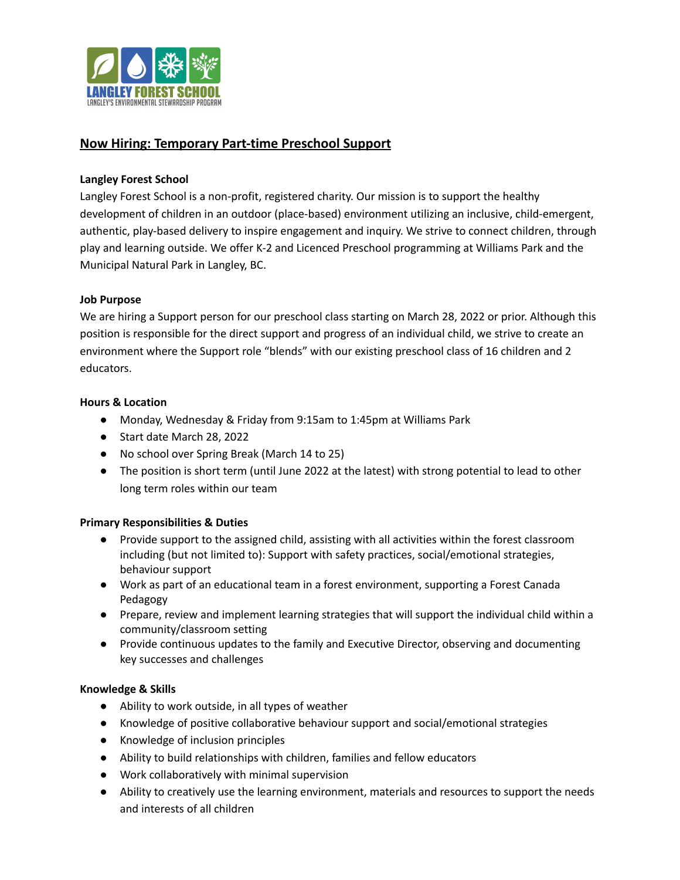LANGLEY FOREST SCHOOL
LANGLEY'S ENVIRONMENTAL STEWARDSHIP PROGRAM

# Now Hiring: Temporary Part-time Preschool Support

**Langley Forest School**

Langley Forest School is a non-profit, registered charity. Our mission is to support the healthy development of children in an outdoor (place-based) environment utilizing an inclusive, child-emergent, authentic, play-based delivery to inspire engagement and inquiry. We strive to connect children, through play and learning outside. We offer K-2 and Licenced Preschool programming at Williams Park and the Municipal Natural Park in Langley, BC.

**Job Purpose**

We are hiring a Support person for our preschool class starting on March 28, 2022 or prior. Although this position is responsible for the direct support and progress of an individual child, we strive to create an environment where the Support role "blends" with our existing preschool class of 16 children and 2 educators.

**Hours & Location**

- Monday, Wednesday & Friday from 9:15am to 1:45pm at Williams Park
- Start date March 28, 2022
- No school over Spring Break (March 14 to 25)
- The position is short term (until June 2022 at the latest) with strong potential to lead to other long term roles within our team

**Primary Responsibilities & Duties**

- Provide support to the assigned child, assisting with all activities within the forest classroom including (but not limited to): Support with safety practices, social/emotional strategies, behaviour support
- Work as part of an educational team in a forest environment, supporting a Forest Canada Pedagogy
- Prepare, review and implement learning strategies that will support the individual child within a community/classroom setting
- Provide continuous updates to the family and Executive Director, observing and documenting key successes and challenges

**Knowledge & Skills**

- Ability to work outside, in all types of weather
- Knowledge of positive collaborative behaviour support and social/emotional strategies
- Knowledge of inclusion principles
- Ability to build relationships with children, families and fellow educators
- Work collaboratively with minimal supervision
- Ability to creatively use the learning environment, materials and resources to support the needs and interests of all children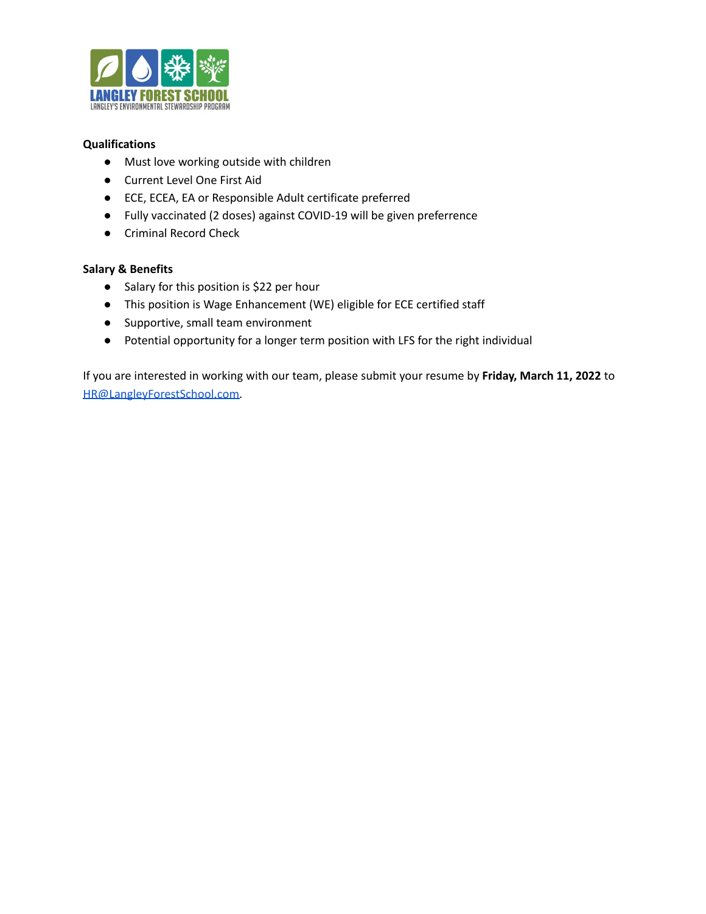**Qualifications**

- Must love working outside with children
- Current Level One First Aid
- ECE, ECEA, EA or Responsible Adult certificate preferred
- Fully vaccinated (2 doses) against COVID-19 will be given preferrence
- Criminal Record Check

**Salary & Benefits**

- Salary for this position is $22 per hour
- This position is Wage Enhancement (WE) eligible for ECE certified staff
- Supportive, small team environment
- Potential opportunity for a longer term position with LFS for the right individual

If you are interested in working with our team, please submit your resume by **Friday, March 11, 2022** to HR@LangleyForestSchool.com.